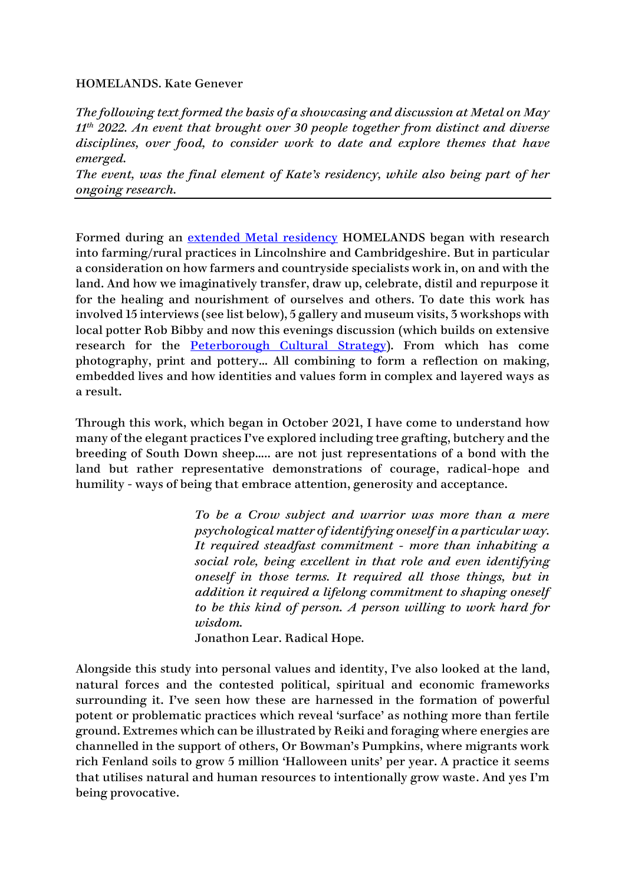HOMELANDS. Kate Genever

*The following text formed the basis of a showcasing and discussion at Metal on May 11th 2022. An event that brought over 30 people together from distinct and diverse disciplines, over food, to consider work to date and explore themes that have emerged.*
*The event, was the final element of Kate's residency, while also being part of her ongoing research.*

---

Formed during an extended Metal residency HOMELANDS began with research into farming/rural practices in Lincolnshire and Cambridgeshire. But in particular a consideration on how farmers and countryside specialists work in, on and with the land. And how we imaginatively transfer, draw up, celebrate, distil and repurpose it for the healing and nourishment of ourselves and others. To date this work has involved 15 interviews (see list below), 5 gallery and museum visits, 3 workshops with local potter Rob Bibby and now this evenings discussion (which builds on extensive research for the Peterborough Cultural Strategy). From which has come photography, print and pottery... All combining to form a reflection on making, embedded lives and how identities and values form in complex and layered ways as a result.

Through this work, which began in October 2021, I have come to understand how many of the elegant practices I've explored including tree grafting, butchery and the breeding of South Down sheep..... are not just representations of a bond with the land but rather representative demonstrations of courage, radical-hope and humility - ways of being that embrace attention, generosity and acceptance.

> *To be a Crow subject and warrior was more than a mere psychological matter of identifying oneself in a particular way. It required steadfast commitment - more than inhabiting a social role, being excellent in that role and even identifying oneself in those terms. It required all those things, but in addition it required a lifelong commitment to shaping oneself to be this kind of person. A person willing to work hard for wisdom.*
> Jonathon Lear. Radical Hope.

Alongside this study into personal values and identity, I've also looked at the land, natural forces and the contested political, spiritual and economic frameworks surrounding it. I've seen how these are harnessed in the formation of powerful potent or problematic practices which reveal 'surface' as nothing more than fertile ground. Extremes which can be illustrated by Reiki and foraging where energies are channelled in the support of others, Or Bowman's Pumpkins, where migrants work rich Fenland soils to grow 5 million 'Halloween units' per year. A practice it seems that utilises natural and human resources to intentionally grow waste. And yes I'm being provocative.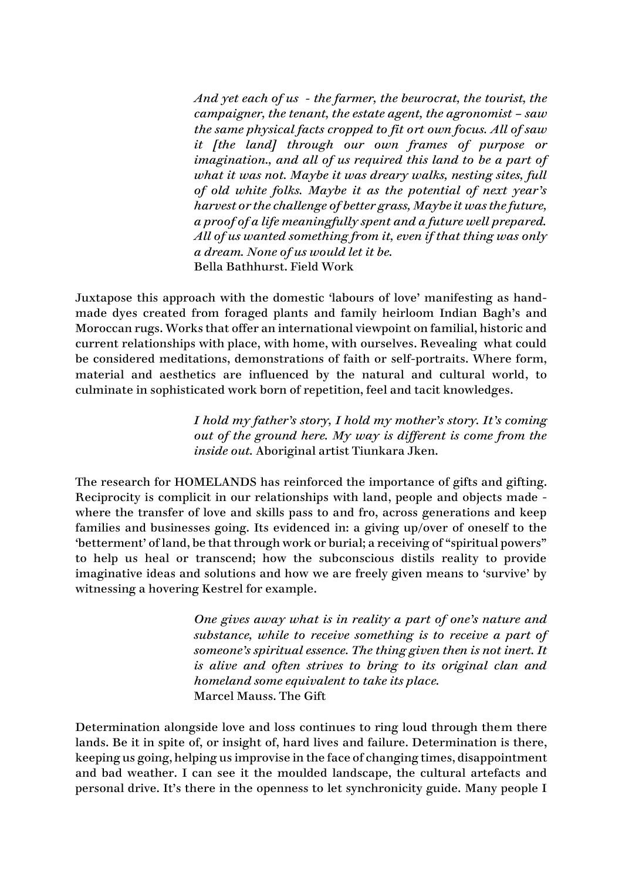> *And yet each of us - the farmer, the beurocrat, the tourist, the campaigner, the tenant, the estate agent, the agronomist – saw the same physical facts cropped to fit ort own focus. All of saw it [the land] through our own frames of purpose or imagination., and all of us required this land to be a part of what it was not. Maybe it was dreary walks, nesting sites, full of old white folks. Maybe it as the potential of next year's harvest or the challenge of better grass, Maybe it was the future, a proof of a life meaningfully spent and a future well prepared. All of us wanted something from it, even if that thing was only a dream. None of us would let it be.*
> Bella Bathhurst. Field Work

Juxtapose this approach with the domestic 'labours of love' manifesting as hand-made dyes created from foraged plants and family heirloom Indian Bagh's and Moroccan rugs. Works that offer an international viewpoint on familial, historic and current relationships with place, with home, with ourselves. Revealing what could be considered meditations, demonstrations of faith or self-portraits. Where form, material and aesthetics are influenced by the natural and cultural world, to culminate in sophisticated work born of repetition, feel and tacit knowledges.

> *I hold my father's story, I hold my mother's story. It's coming out of the ground here. My way is different is come from the inside out.* Aboriginal artist Tiunkara Jken.

The research for HOMELANDS has reinforced the importance of gifts and gifting. Reciprocity is complicit in our relationships with land, people and objects made - where the transfer of love and skills pass to and fro, across generations and keep families and businesses going. Its evidenced in: a giving up/over of oneself to the 'betterment' of land, be that through work or burial; a receiving of "spiritual powers" to help us heal or transcend; how the subconscious distils reality to provide imaginative ideas and solutions and how we are freely given means to 'survive' by witnessing a hovering Kestrel for example.

> *One gives away what is in reality a part of one's nature and substance, while to receive something is to receive a part of someone's spiritual essence. The thing given then is not inert. It is alive and often strives to bring to its original clan and homeland some equivalent to take its place.*
> Marcel Mauss. The Gift

Determination alongside love and loss continues to ring loud through them there lands. Be it in spite of, or insight of, hard lives and failure. Determination is there, keeping us going, helping us improvise in the face of changing times, disappointment and bad weather. I can see it the moulded landscape, the cultural artefacts and personal drive. It's there in the openness to let synchronicity guide. Many people I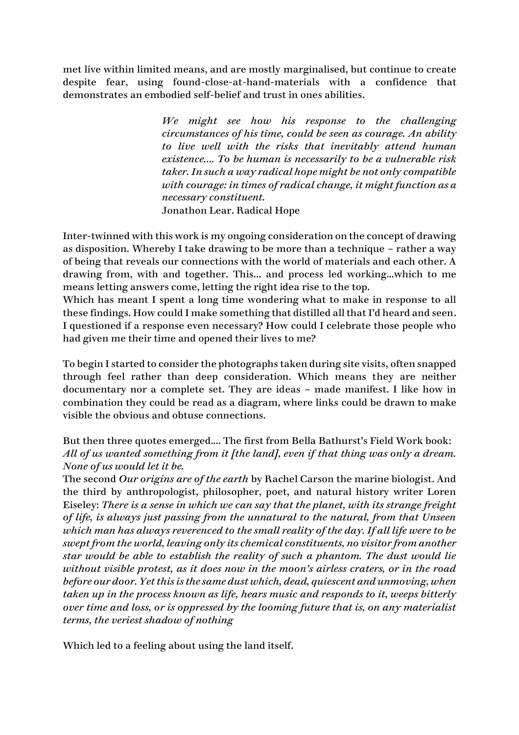met live within limited means, and are mostly marginalised, but continue to create despite fear, using found-close-at-hand-materials with a confidence that demonstrates an embodied self-belief and trust in ones abilities.

> *We might see how his response to the challenging circumstances of his time, could be seen as courage. An ability to live well with the risks that inevitably attend human existence.... To be human is necessarily to be a vulnerable risk taker. In such a way radical hope might be not only compatible with courage: in times of radical change, it might function as a necessary constituent.*
> Jonathon Lear. Radical Hope

Inter-twinned with this work is my ongoing consideration on the concept of drawing as disposition. Whereby I take drawing to be more than a technique – rather a way of being that reveals our connections with the world of materials and each other. A drawing from, with and together. This... and process led working...which to me means letting answers come, letting the right idea rise to the top.
Which has meant I spent a long time wondering what to make in response to all these findings. How could I make something that distilled all that I'd heard and seen. I questioned if a response even necessary? How could I celebrate those people who had given me their time and opened their lives to me?

To begin I started to consider the photographs taken during site visits, often snapped through feel rather than deep consideration. Which means they are neither documentary nor a complete set. They are ideas – made manifest. I like how in combination they could be read as a diagram, where links could be drawn to make visible the obvious and obtuse connections.

But then three quotes emerged.... The first from Bella Bathurst's Field Work book:
*All of us wanted something from it [the land], even if that thing was only a dream. None of us would let it be.*
The second *Our origins are of the earth* by Rachel Carson the marine biologist. And the third by anthropologist, philosopher, poet, and natural history writer Loren Eiseley: *There is a sense in which we can say that the planet, with its strange freight of life, is always just passing from the unnatural to the natural, from that Unseen which man has always reverenced to the small reality of the day. If all life were to be swept from the world, leaving only its chemical constituents, no visitor from another star would be able to establish the reality of such a phantom. The dust would lie without visible protest, as it does now in the moon's airless craters, or in the road before our door. Yet this is the same dust which, dead, quiescent and unmoving, when taken up in the process known as life, hears music and responds to it, weeps bitterly over time and loss, or is oppressed by the looming future that is, on any materialist terms, the veriest shadow of nothing*

Which led to a feeling about using the land itself.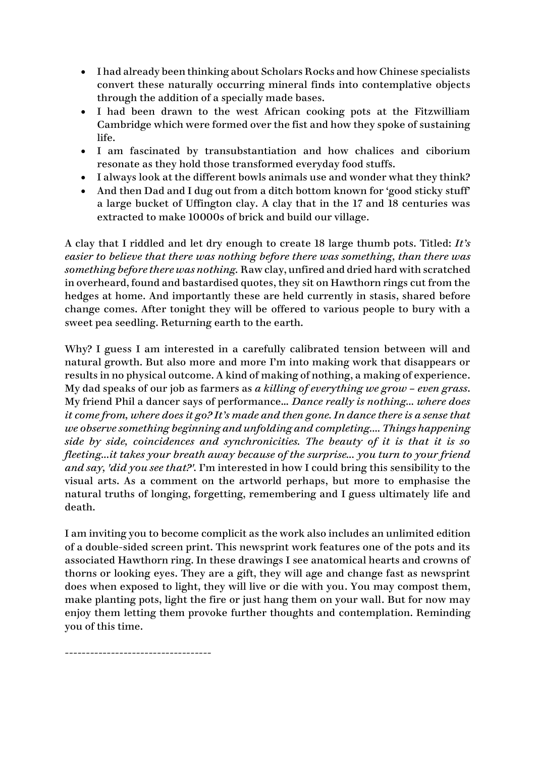- I had already been thinking about Scholars Rocks and how Chinese specialists convert these naturally occurring mineral finds into contemplative objects through the addition of a specially made bases.
- I had been drawn to the west African cooking pots at the Fitzwilliam Cambridge which were formed over the fist and how they spoke of sustaining life.
- I am fascinated by transubstantiation and how chalices and ciborium resonate as they hold those transformed everyday food stuffs.
- I always look at the different bowls animals use and wonder what they think?
- And then Dad and I dug out from a ditch bottom known for 'good sticky stuff' a large bucket of Uffington clay. A clay that in the 17 and 18 centuries was extracted to make 10000s of brick and build our village.

A clay that I riddled and let dry enough to create 18 large thumb pots. Titled: *It's easier to believe that there was nothing before there was something, than there was something before there was nothing.* Raw clay, unfired and dried hard with scratched in overheard, found and bastardised quotes, they sit on Hawthorn rings cut from the hedges at home. And importantly these are held currently in stasis, shared before change comes. After tonight they will be offered to various people to bury with a sweet pea seedling. Returning earth to the earth.

Why? I guess I am interested in a carefully calibrated tension between will and natural growth. But also more and more I'm into making work that disappears or results in no physical outcome. A kind of making of nothing, a making of experience. My dad speaks of our job as farmers as *a killing of everything we grow – even grass.* My friend Phil a dancer says of performance... *Dance really is nothing... where does it come from, where does it go? It's made and then gone. In dance there is a sense that we observe something beginning and unfolding and completing.... Things happening side by side, coincidences and synchronicities. The beauty of it is that it is so fleeting...it takes your breath away because of the surprise... you turn to your friend and say, 'did you see that?'.* I'm interested in how I could bring this sensibility to the visual arts. As a comment on the artworld perhaps, but more to emphasise the natural truths of longing, forgetting, remembering and I guess ultimately life and death.

I am inviting you to become complicit as the work also includes an unlimited edition of a double-sided screen print. This newsprint work features one of the pots and its associated Hawthorn ring. In these drawings I see anatomical hearts and crowns of thorns or looking eyes. They are a gift, they will age and change fast as newsprint does when exposed to light, they will live or die with you. You may compost them, make planting pots, light the fire or just hang them on your wall. But for now may enjoy them letting them provoke further thoughts and contemplation. Reminding you of this time.

-----------------------------------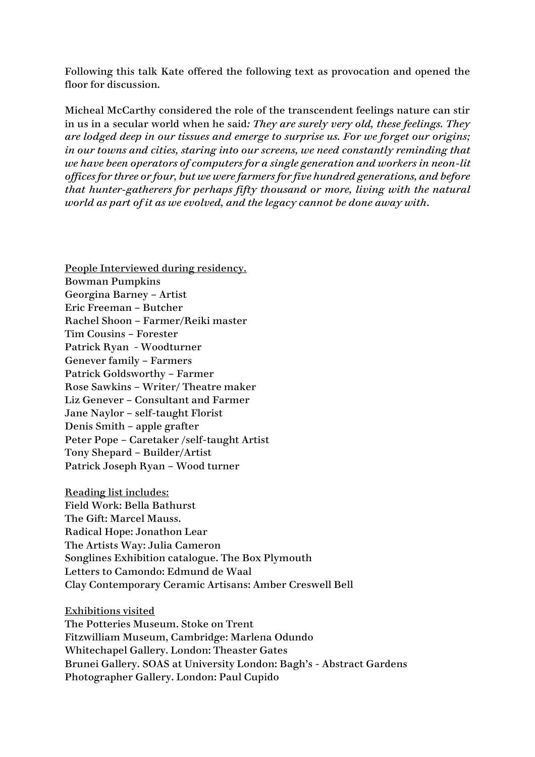Following this talk Kate offered the following text as provocation and opened the floor for discussion.

Micheal McCarthy considered the role of the transcendent feelings nature can stir in us in a secular world when he said*: They are surely very old, these feelings. They are lodged deep in our tissues and emerge to surprise us. For we forget our origins; in our towns and cities, staring into our screens, we need constantly reminding that we have been operators of computers for a single generation and workers in neon-lit offices for three or four, but we were farmers for five hundred generations, and before that hunter-gatherers for perhaps fifty thousand or more, living with the natural world as part of it as we evolved, and the legacy cannot be done away with.*

<u>People Interviewed during residency.</u>
Bowman Pumpkins
Georgina Barney – Artist
Eric Freeman – Butcher
Rachel Shoon – Farmer/Reiki master
Tim Cousins – Forester
Patrick Ryan - Woodturner
Genever family – Farmers
Patrick Goldsworthy – Farmer
Rose Sawkins – Writer/ Theatre maker
Liz Genever – Consultant and Farmer
Jane Naylor – self-taught Florist
Denis Smith – apple grafter
Peter Pope – Caretaker /self-taught Artist
Tony Shepard – Builder/Artist
Patrick Joseph Ryan – Wood turner

<u>Reading list includes:</u>
Field Work: Bella Bathurst
The Gift: Marcel Mauss.
Radical Hope: Jonathon Lear
The Artists Way: Julia Cameron
Songlines Exhibition catalogue. The Box Plymouth
Letters to Camondo: Edmund de Waal
Clay Contemporary Ceramic Artisans: Amber Creswell Bell

<u>Exhibitions visited</u>
The Potteries Museum. Stoke on Trent
Fitzwilliam Museum, Cambridge: Marlena Odundo
Whitechapel Gallery. London: Theaster Gates
Brunei Gallery. SOAS at University London: Bagh's - Abstract Gardens
Photographer Gallery. London: Paul Cupido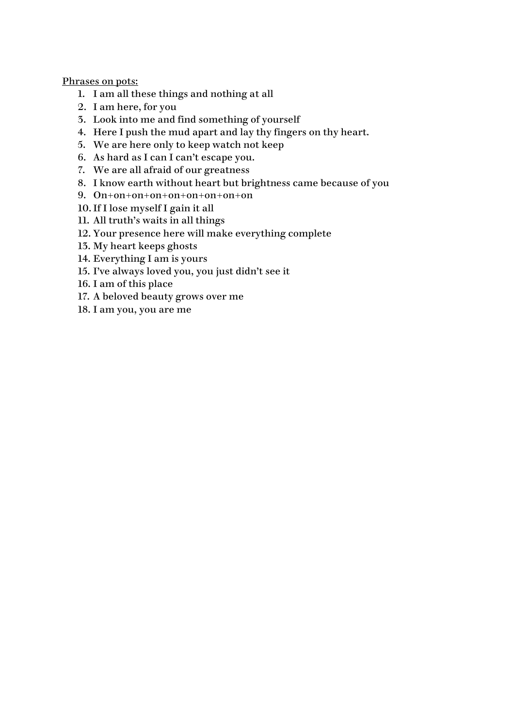<u>Phrases on pots:</u>

1. I am all these things and nothing at all
2. I am here, for you
3. Look into me and find something of yourself
4. Here I push the mud apart and lay thy fingers on thy heart.
5. We are here only to keep watch not keep
6. As hard as I can I can't escape you.
7. We are all afraid of our greatness
8. I know earth without heart but brightness came because of you
9. On+on+on+on+on+on+on+on+on
10. If I lose myself I gain it all
11. All truth's waits in all things
12. Your presence here will make everything complete
13. My heart keeps ghosts
14. Everything I am is yours
15. I've always loved you, you just didn't see it
16. I am of this place
17. A beloved beauty grows over me
18. I am you, you are me